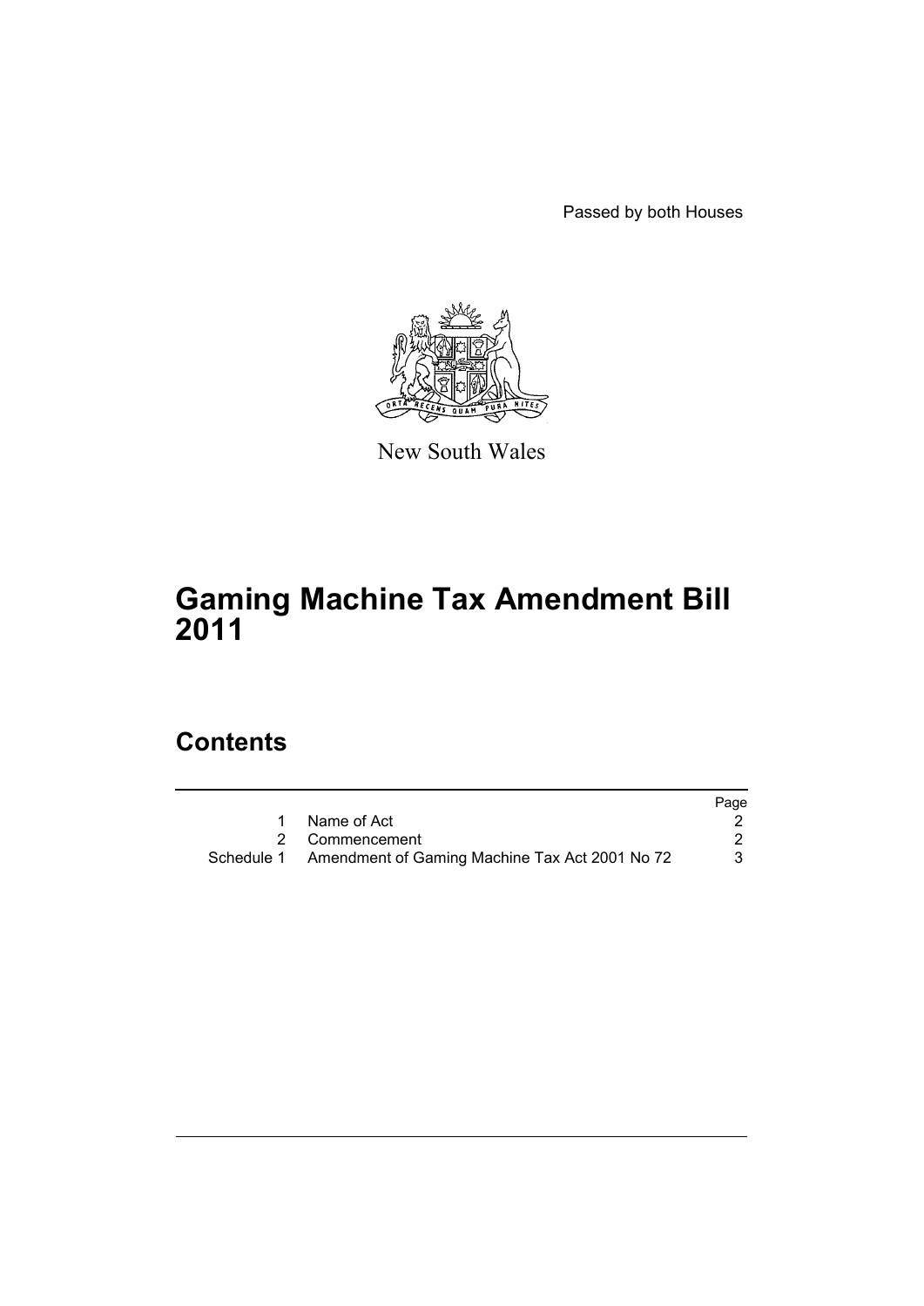Passed by both Houses

New South Wales

# Gaming Machine Tax Amendment Bill 2011

## Contents

| | | Page |
|---|---|---|
| 1 | Name of Act | 2 |
| 2 | Commencement | 2 |
| Schedule 1 | Amendment of Gaming Machine Tax Act 2001 No 72 | 3 |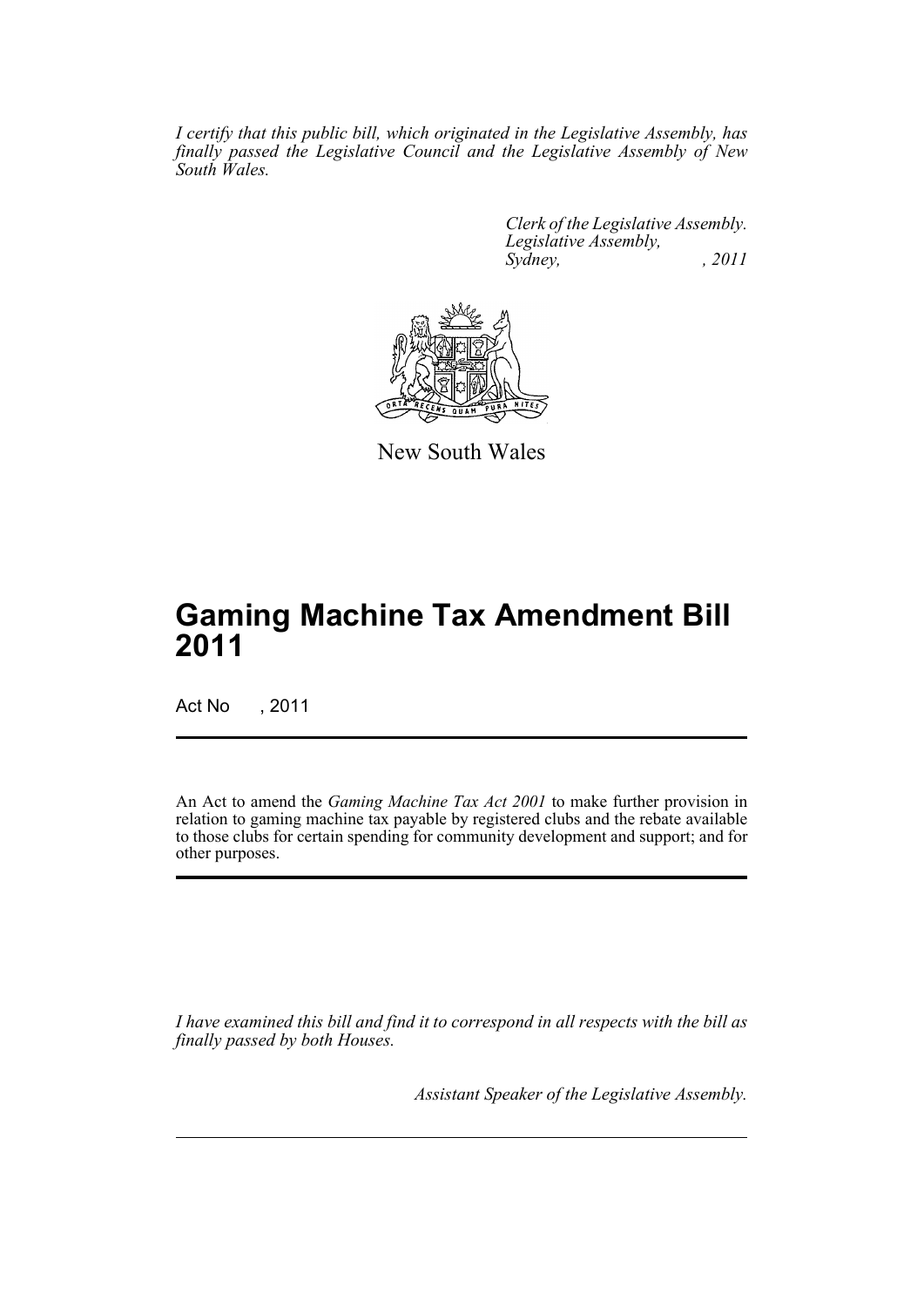*I certify that this public bill, which originated in the Legislative Assembly, has finally passed the Legislative Council and the Legislative Assembly of New South Wales.*

*Clerk of the Legislative Assembly.*
*Legislative Assembly,*
*Sydney, , 2011*

New South Wales

# Gaming Machine Tax Amendment Bill 2011

Act No , 2011

An Act to amend the *Gaming Machine Tax Act 2001* to make further provision in relation to gaming machine tax payable by registered clubs and the rebate available to those clubs for certain spending for community development and support; and for other purposes.

*I have examined this bill and find it to correspond in all respects with the bill as finally passed by both Houses.*

*Assistant Speaker of the Legislative Assembly.*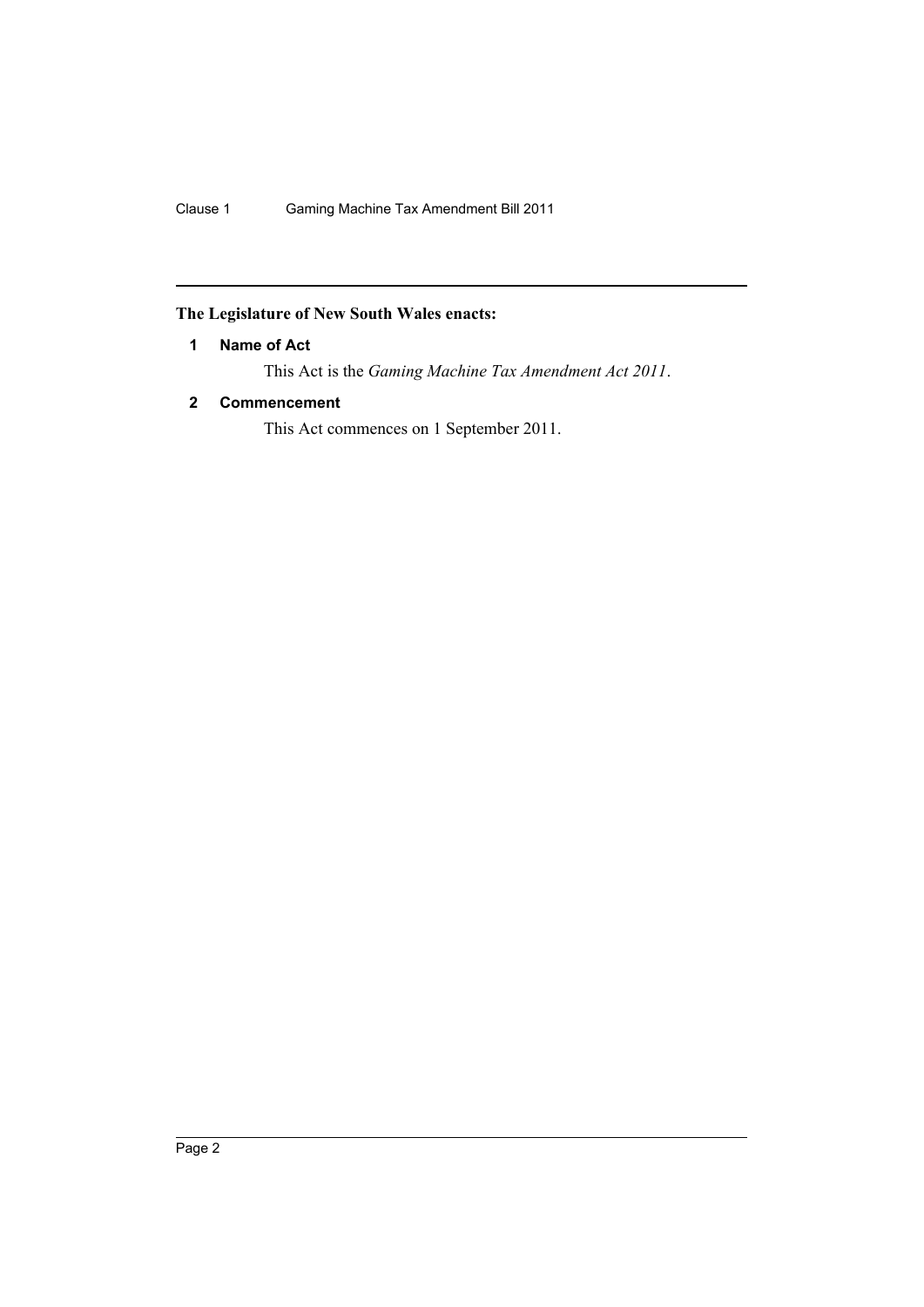**The Legislature of New South Wales enacts:**

### 1 Name of Act

This Act is the *Gaming Machine Tax Amendment Act 2011*.

### 2 Commencement

This Act commences on 1 September 2011.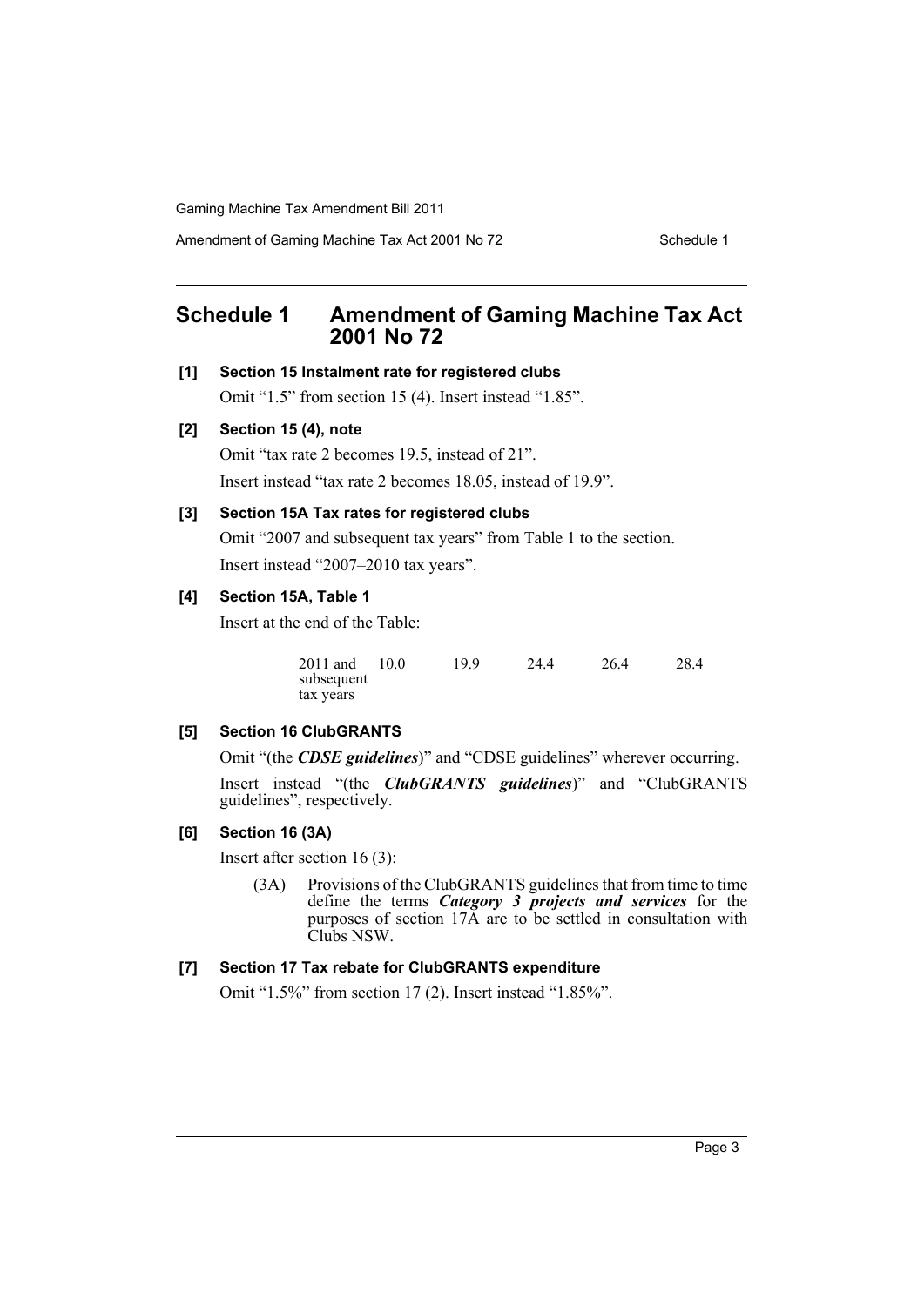# Schedule 1 Amendment of Gaming Machine Tax Act 2001 No 72

**[1] Section 15 Instalment rate for registered clubs**

Omit "1.5" from section 15 (4). Insert instead "1.85".

**[2] Section 15 (4), note**

Omit "tax rate 2 becomes 19.5, instead of 21".

Insert instead "tax rate 2 becomes 18.05, instead of 19.9".

**[3] Section 15A Tax rates for registered clubs**

Omit "2007 and subsequent tax years" from Table 1 to the section.

Insert instead "2007–2010 tax years".

**[4] Section 15A, Table 1**

Insert at the end of the Table:

| | | | | | |
|---|---|---|---|---|---|
| 2011 and subsequent tax years | 10.0 | 19.9 | 24.4 | 26.4 | 28.4 |

**[5] Section 16 ClubGRANTS**

Omit "(the ***CDSE guidelines***)" and "CDSE guidelines" wherever occurring.

Insert instead "(the ***ClubGRANTS guidelines***)" and "ClubGRANTS guidelines", respectively.

**[6] Section 16 (3A)**

Insert after section 16 (3):

(3A) Provisions of the ClubGRANTS guidelines that from time to time define the terms ***Category 3 projects and services*** for the purposes of section 17A are to be settled in consultation with Clubs NSW.

**[7] Section 17 Tax rebate for ClubGRANTS expenditure**

Omit "1.5%" from section 17 (2). Insert instead "1.85%".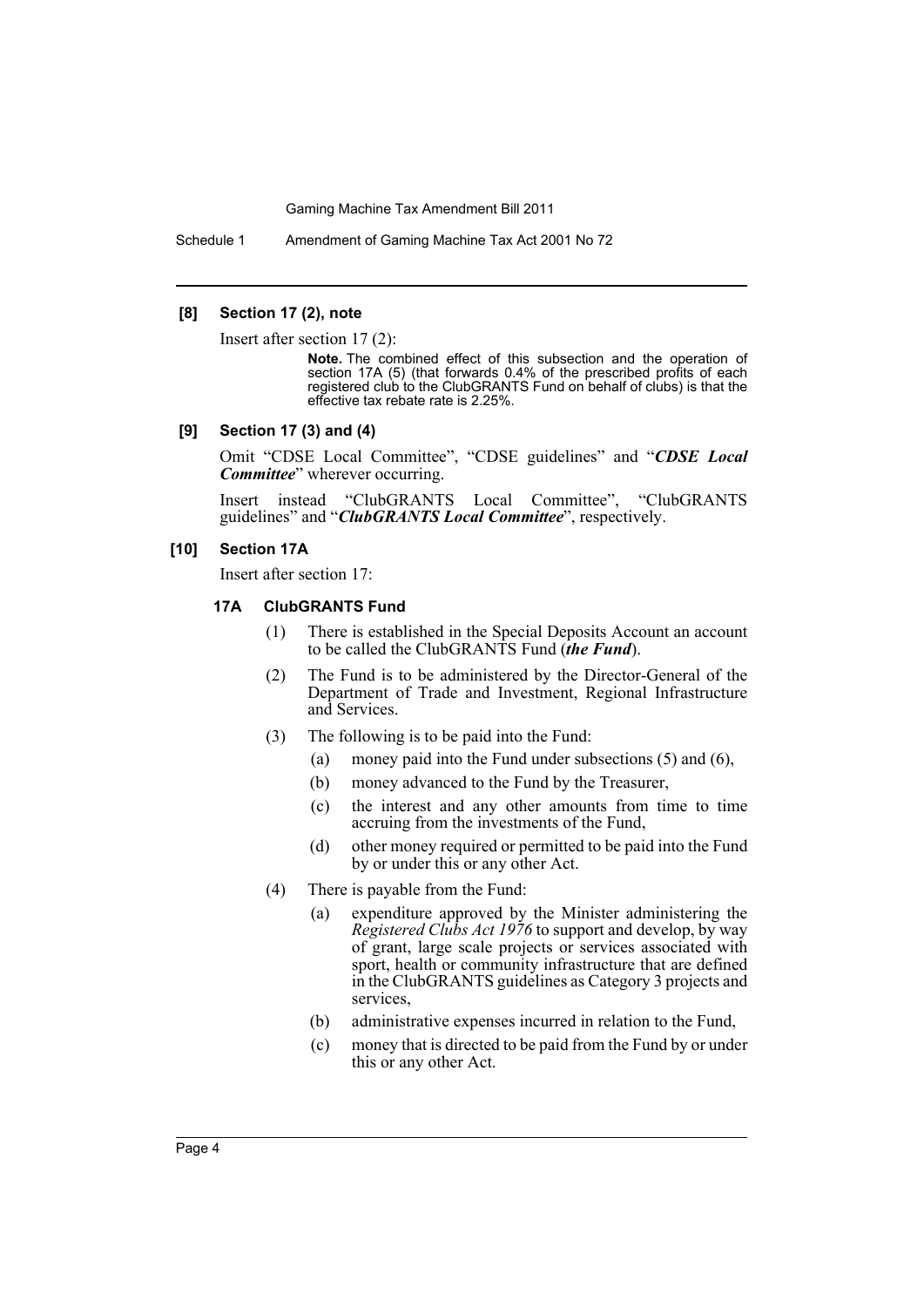**[8] Section 17 (2), note**

Insert after section 17 (2):

> **Note.** The combined effect of this subsection and the operation of section 17A (5) (that forwards 0.4% of the prescribed profits of each registered club to the ClubGRANTS Fund on behalf of clubs) is that the effective tax rebate rate is 2.25%.

**[9] Section 17 (3) and (4)**

Omit "CDSE Local Committee", "CDSE guidelines" and "***CDSE Local Committee***" wherever occurring.

Insert instead "ClubGRANTS Local Committee", "ClubGRANTS guidelines" and "***ClubGRANTS Local Committee***", respectively.

**[10] Section 17A**

Insert after section 17:

**17A ClubGRANTS Fund**

(1) There is established in the Special Deposits Account an account to be called the ClubGRANTS Fund (***the Fund***).

(2) The Fund is to be administered by the Director-General of the Department of Trade and Investment, Regional Infrastructure and Services.

(3) The following is to be paid into the Fund:

- (a) money paid into the Fund under subsections (5) and (6),
- (b) money advanced to the Fund by the Treasurer,
- (c) the interest and any other amounts from time to time accruing from the investments of the Fund,
- (d) other money required or permitted to be paid into the Fund by or under this or any other Act.

(4) There is payable from the Fund:

- (a) expenditure approved by the Minister administering the *Registered Clubs Act 1976* to support and develop, by way of grant, large scale projects or services associated with sport, health or community infrastructure that are defined in the ClubGRANTS guidelines as Category 3 projects and services,
- (b) administrative expenses incurred in relation to the Fund,
- (c) money that is directed to be paid from the Fund by or under this or any other Act.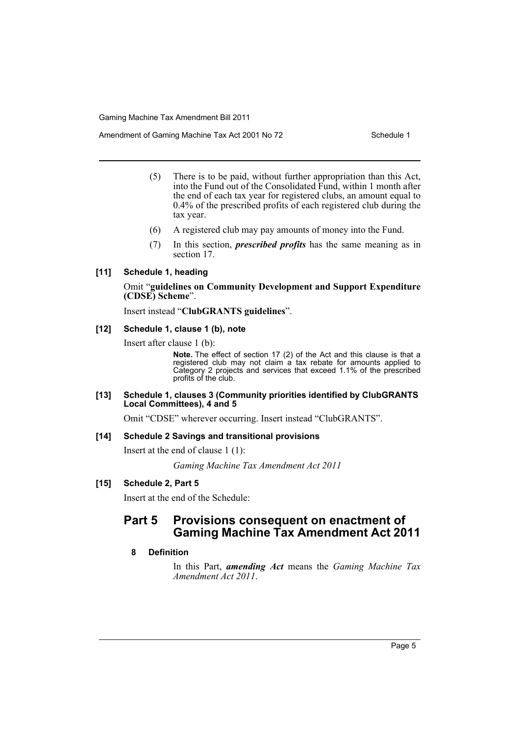(5) There is to be paid, without further appropriation than this Act, into the Fund out of the Consolidated Fund, within 1 month after the end of each tax year for registered clubs, an amount equal to 0.4% of the prescribed profits of each registered club during the tax year.

(6) A registered club may pay amounts of money into the Fund.

(7) In this section, ***prescribed profits*** has the same meaning as in section 17.

#### [11] Schedule 1, heading

Omit "**guidelines on Community Development and Support Expenditure (CDSE) Scheme**".

Insert instead "**ClubGRANTS guidelines**".

#### [12] Schedule 1, clause 1 (b), note

Insert after clause 1 (b):

> **Note.** The effect of section 17 (2) of the Act and this clause is that a registered club may not claim a tax rebate for amounts applied to Category 2 projects and services that exceed 1.1% of the prescribed profits of the club.

#### [13] Schedule 1, clauses 3 (Community priorities identified by ClubGRANTS Local Committees), 4 and 5

Omit "CDSE" wherever occurring. Insert instead "ClubGRANTS".

#### [14] Schedule 2 Savings and transitional provisions

Insert at the end of clause 1 (1):

*Gaming Machine Tax Amendment Act 2011*

#### [15] Schedule 2, Part 5

Insert at the end of the Schedule:

## Part 5 Provisions consequent on enactment of Gaming Machine Tax Amendment Act 2011

### 8 Definition

In this Part, ***amending Act*** means the *Gaming Machine Tax Amendment Act 2011*.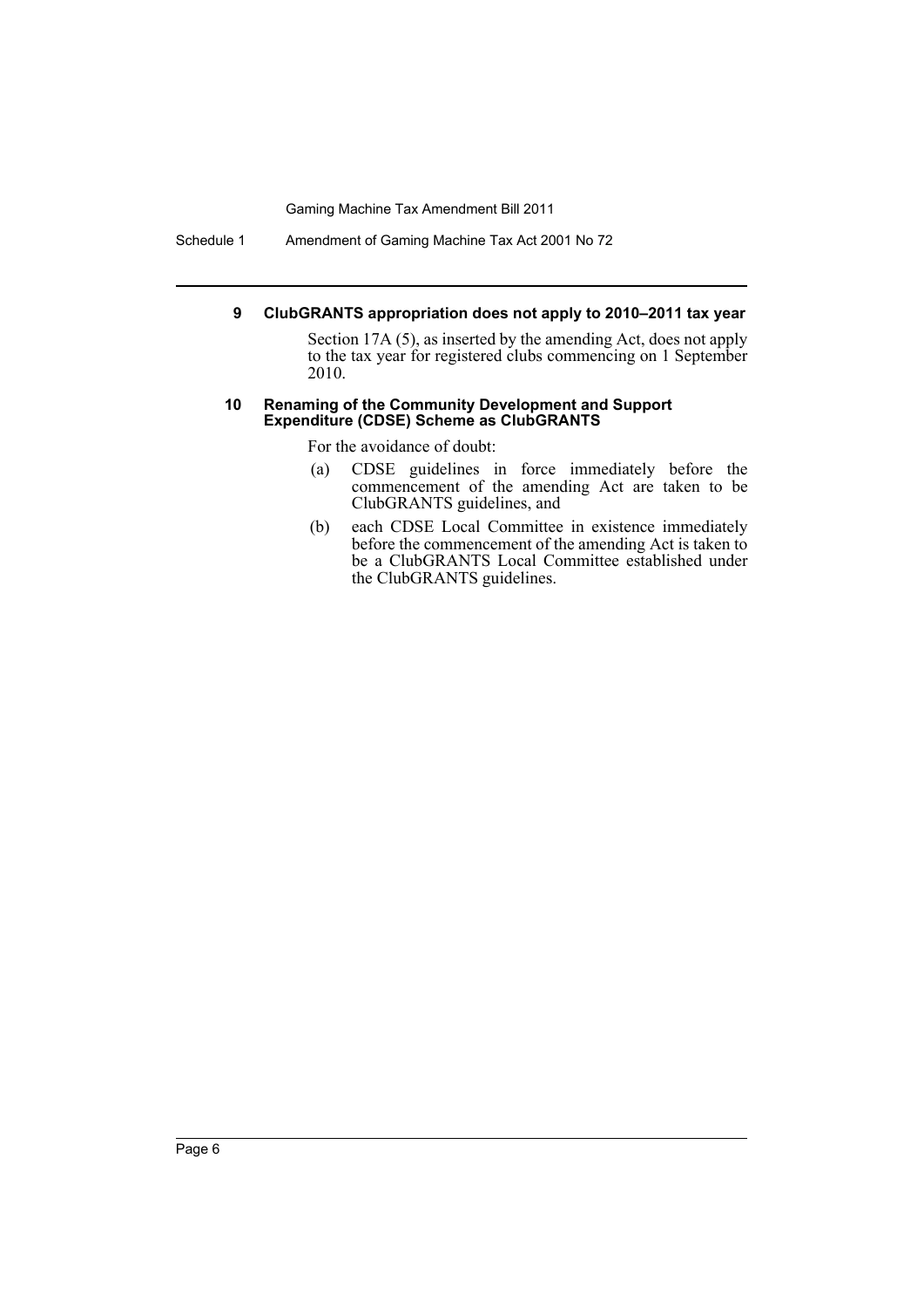### 9 ClubGRANTS appropriation does not apply to 2010–2011 tax year

Section 17A (5), as inserted by the amending Act, does not apply to the tax year for registered clubs commencing on 1 September 2010.

### 10 Renaming of the Community Development and Support Expenditure (CDSE) Scheme as ClubGRANTS

For the avoidance of doubt:

(a) CDSE guidelines in force immediately before the commencement of the amending Act are taken to be ClubGRANTS guidelines, and

(b) each CDSE Local Committee in existence immediately before the commencement of the amending Act is taken to be a ClubGRANTS Local Committee established under the ClubGRANTS guidelines.